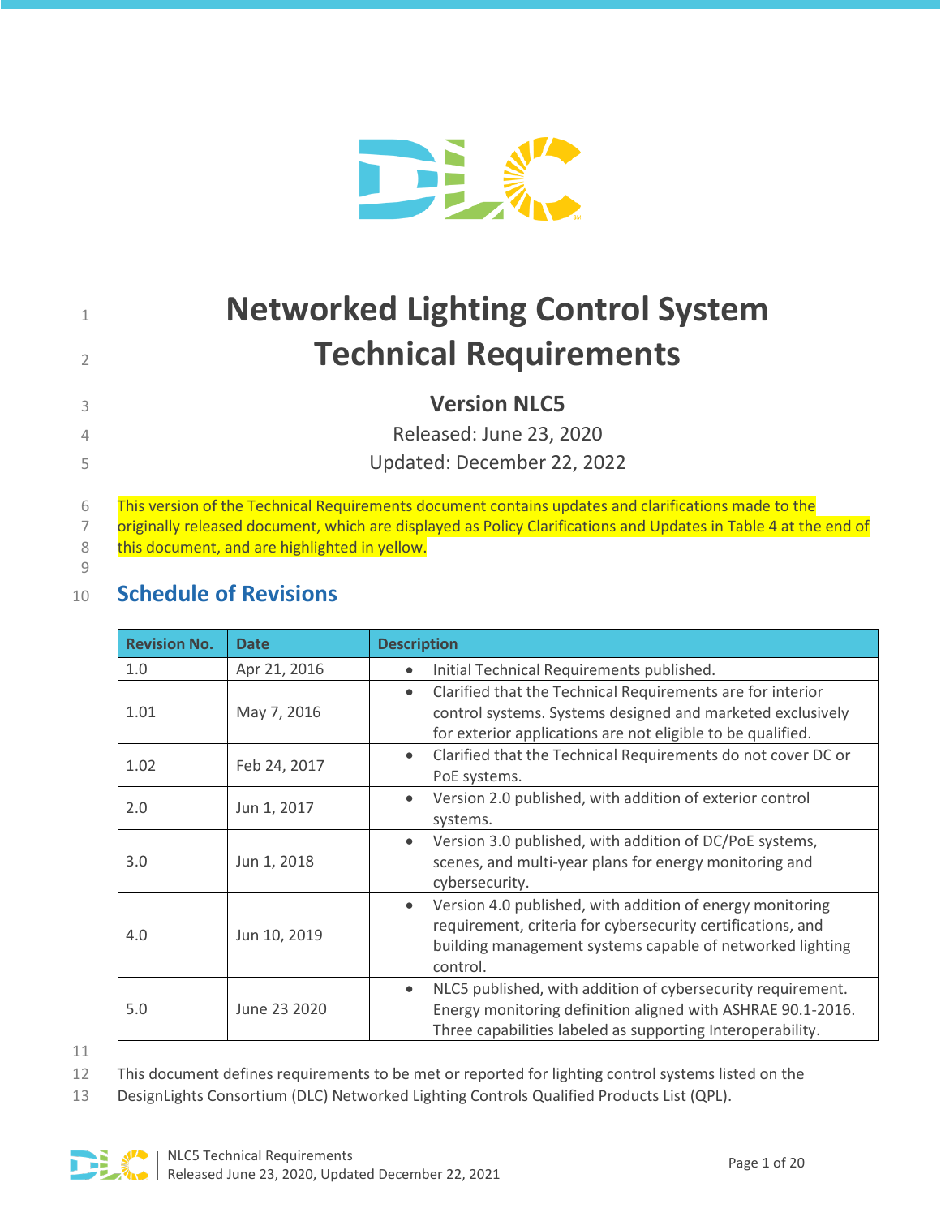# Networked Lighting Control System Technical Requirements

**Version NLC5**

Released: June 23, 2020

Updated: December 22, 2022

This version of the Technical Requirements document contains updates and clarifications made to the originally released document, which are displayed as Policy Clarifications and Updates in Table 4 at the end of this document, and are highlighted in yellow.

## Schedule of Revisions

| Revision No. | Date | Description |
|---|---|---|
| 1.0 | Apr 21, 2016 | • Initial Technical Requirements published. |
| 1.01 | May 7, 2016 | • Clarified that the Technical Requirements are for interior control systems. Systems designed and marketed exclusively for exterior applications are not eligible to be qualified. |
| 1.02 | Feb 24, 2017 | • Clarified that the Technical Requirements do not cover DC or PoE systems. |
| 2.0 | Jun 1, 2017 | • Version 2.0 published, with addition of exterior control systems. |
| 3.0 | Jun 1, 2018 | • Version 3.0 published, with addition of DC/PoE systems, scenes, and multi-year plans for energy monitoring and cybersecurity. |
| 4.0 | Jun 10, 2019 | • Version 4.0 published, with addition of energy monitoring requirement, criteria for cybersecurity certifications, and building management systems capable of networked lighting control. |
| 5.0 | June 23 2020 | • NLC5 published, with addition of cybersecurity requirement. Energy monitoring definition aligned with ASHRAE 90.1-2016. Three capabilities labeled as supporting Interoperability. |

This document defines requirements to be met or reported for lighting control systems listed on the DesignLights Consortium (DLC) Networked Lighting Controls Qualified Products List (QPL).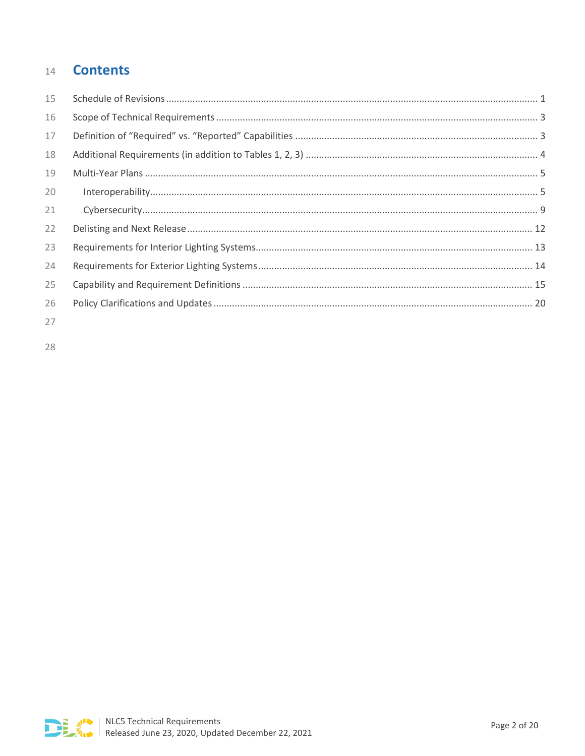# Contents

Schedule of Revisions ........................................................................................................................... 1

Scope of Technical Requirements ......................................................................................................... 3

Definition of "Required" vs. "Reported" Capabilities ............................................................................ 3

Additional Requirements (in addition to Tables 1, 2, 3) ....................................................................... 4

Multi-Year Plans .................................................................................................................................... 5

- Interoperability................................................................................................................................. 5
- Cybersecurity.................................................................................................................................... 9

Delisting and Next Release .................................................................................................................. 12

Requirements for Interior Lighting Systems......................................................................................... 13

Requirements for Exterior Lighting Systems ........................................................................................ 14

Capability and Requirement Definitions .............................................................................................. 15

Policy Clarifications and Updates ........................................................................................................ 20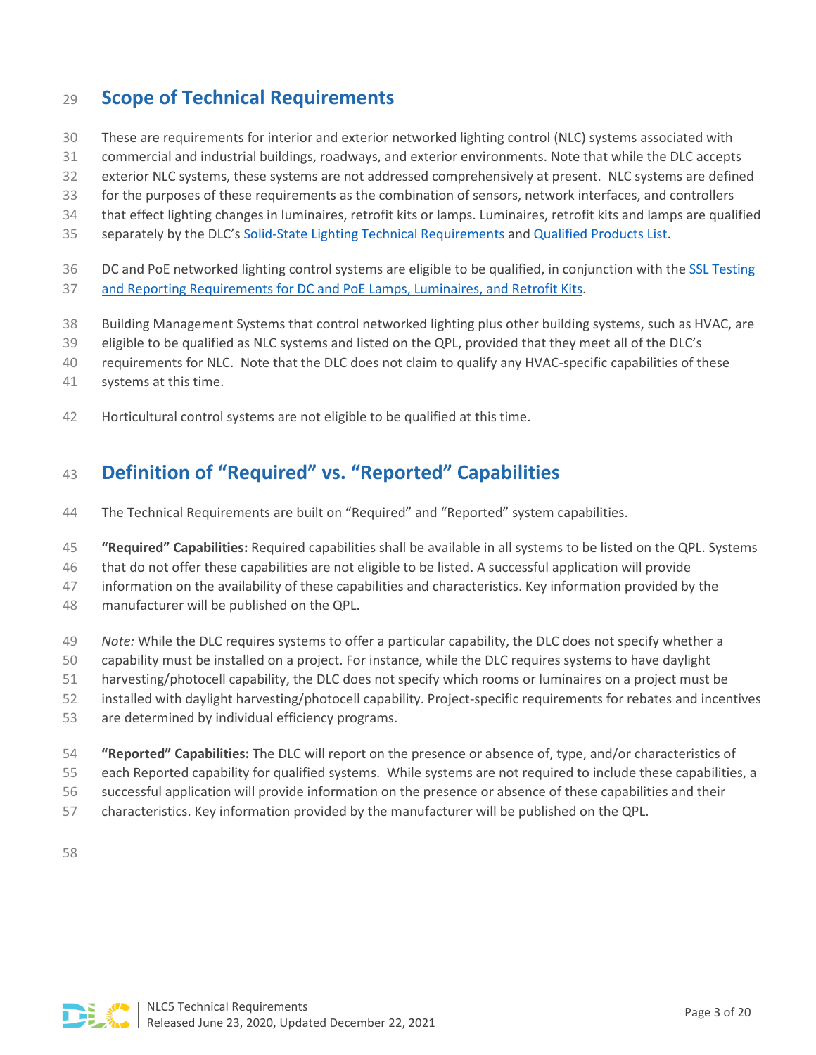## Scope of Technical Requirements

These are requirements for interior and exterior networked lighting control (NLC) systems associated with commercial and industrial buildings, roadways, and exterior environments. Note that while the DLC accepts exterior NLC systems, these systems are not addressed comprehensively at present. NLC systems are defined for the purposes of these requirements as the combination of sensors, network interfaces, and controllers that effect lighting changes in luminaires, retrofit kits or lamps. Luminaires, retrofit kits and lamps are qualified separately by the DLC's Solid-State Lighting Technical Requirements and Qualified Products List.

DC and PoE networked lighting control systems are eligible to be qualified, in conjunction with the SSL Testing and Reporting Requirements for DC and PoE Lamps, Luminaires, and Retrofit Kits.

Building Management Systems that control networked lighting plus other building systems, such as HVAC, are eligible to be qualified as NLC systems and listed on the QPL, provided that they meet all of the DLC's requirements for NLC. Note that the DLC does not claim to qualify any HVAC-specific capabilities of these systems at this time.

Horticultural control systems are not eligible to be qualified at this time.

## Definition of "Required" vs. "Reported" Capabilities

The Technical Requirements are built on "Required" and "Reported" system capabilities.

**"Required" Capabilities:** Required capabilities shall be available in all systems to be listed on the QPL. Systems that do not offer these capabilities are not eligible to be listed. A successful application will provide information on the availability of these capabilities and characteristics. Key information provided by the manufacturer will be published on the QPL.

*Note:* While the DLC requires systems to offer a particular capability, the DLC does not specify whether a capability must be installed on a project. For instance, while the DLC requires systems to have daylight harvesting/photocell capability, the DLC does not specify which rooms or luminaires on a project must be installed with daylight harvesting/photocell capability. Project-specific requirements for rebates and incentives are determined by individual efficiency programs.

**"Reported" Capabilities:** The DLC will report on the presence or absence of, type, and/or characteristics of each Reported capability for qualified systems. While systems are not required to include these capabilities, a successful application will provide information on the presence or absence of these capabilities and their characteristics. Key information provided by the manufacturer will be published on the QPL.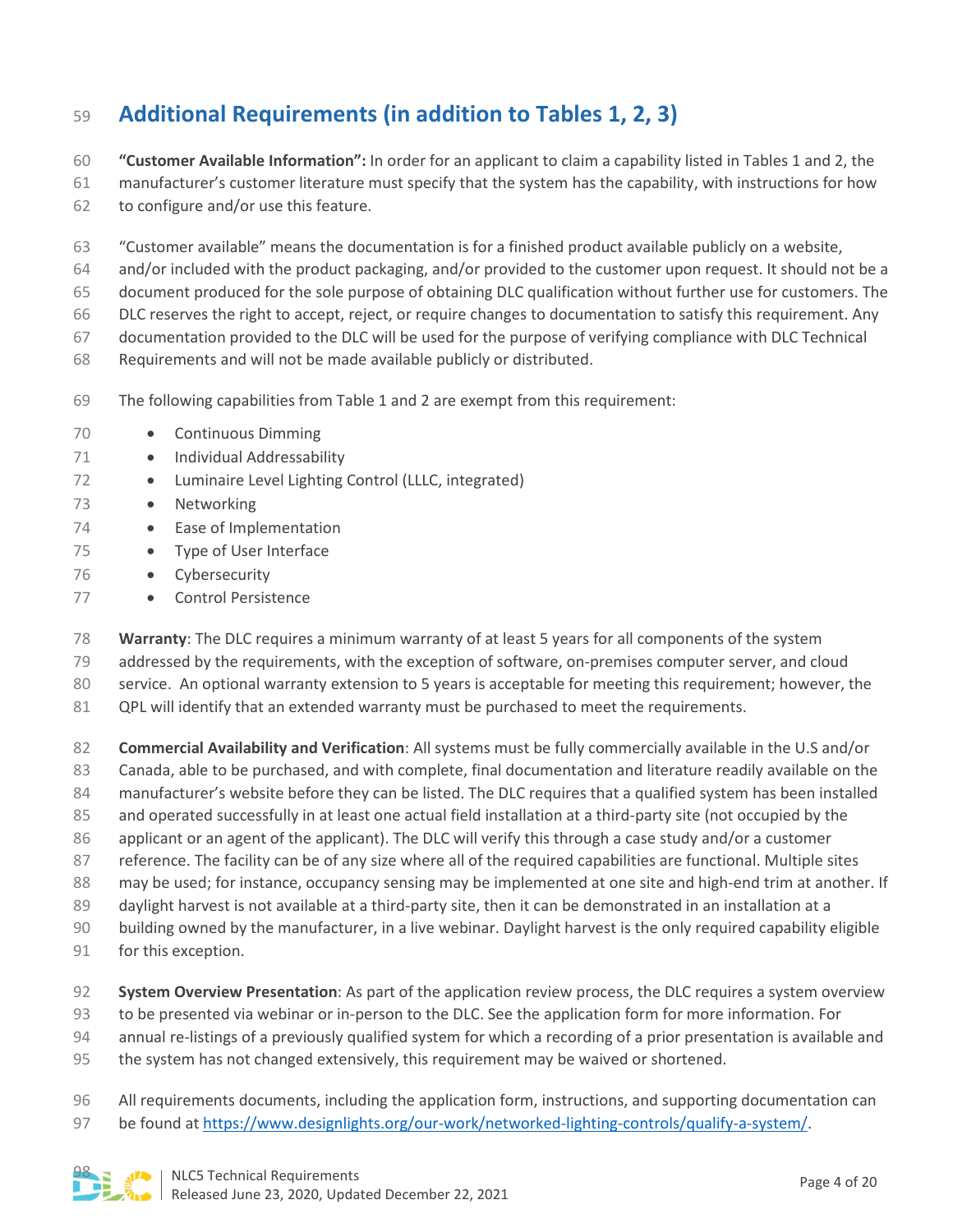## Additional Requirements (in addition to Tables 1, 2, 3)

**"Customer Available Information":** In order for an applicant to claim a capability listed in Tables 1 and 2, the manufacturer's customer literature must specify that the system has the capability, with instructions for how to configure and/or use this feature.

"Customer available" means the documentation is for a finished product available publicly on a website, and/or included with the product packaging, and/or provided to the customer upon request. It should not be a document produced for the sole purpose of obtaining DLC qualification without further use for customers. The DLC reserves the right to accept, reject, or require changes to documentation to satisfy this requirement. Any documentation provided to the DLC will be used for the purpose of verifying compliance with DLC Technical Requirements and will not be made available publicly or distributed.

The following capabilities from Table 1 and 2 are exempt from this requirement:

- Continuous Dimming
- Individual Addressability
- Luminaire Level Lighting Control (LLLC, integrated)
- Networking
- Ease of Implementation
- Type of User Interface
- Cybersecurity
- Control Persistence

**Warranty**: The DLC requires a minimum warranty of at least 5 years for all components of the system addressed by the requirements, with the exception of software, on-premises computer server, and cloud service. An optional warranty extension to 5 years is acceptable for meeting this requirement; however, the QPL will identify that an extended warranty must be purchased to meet the requirements.

**Commercial Availability and Verification**: All systems must be fully commercially available in the U.S and/or Canada, able to be purchased, and with complete, final documentation and literature readily available on the manufacturer's website before they can be listed. The DLC requires that a qualified system has been installed and operated successfully in at least one actual field installation at a third-party site (not occupied by the applicant or an agent of the applicant). The DLC will verify this through a case study and/or a customer reference. The facility can be of any size where all of the required capabilities are functional. Multiple sites may be used; for instance, occupancy sensing may be implemented at one site and high-end trim at another. If daylight harvest is not available at a third-party site, then it can be demonstrated in an installation at a building owned by the manufacturer, in a live webinar. Daylight harvest is the only required capability eligible for this exception.

**System Overview Presentation**: As part of the application review process, the DLC requires a system overview to be presented via webinar or in-person to the DLC. See the application form for more information. For annual re-listings of a previously qualified system for which a recording of a prior presentation is available and the system has not changed extensively, this requirement may be waived or shortened.

All requirements documents, including the application form, instructions, and supporting documentation can be found at [https://www.designlights.org/our-work/networked-lighting-controls/qualify-a-system/](https://www.designlights.org/our-work/networked-lighting-controls/qualify-a-system/).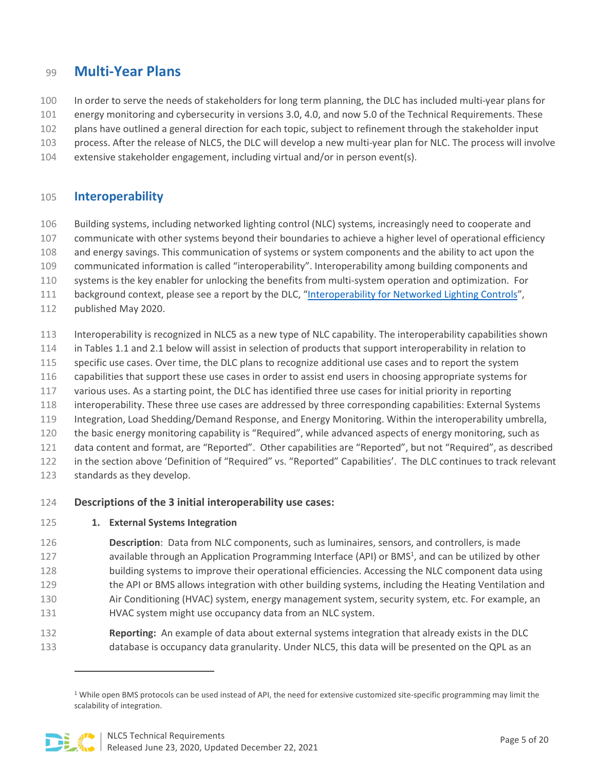## Multi-Year Plans

In order to serve the needs of stakeholders for long term planning, the DLC has included multi-year plans for energy monitoring and cybersecurity in versions 3.0, 4.0, and now 5.0 of the Technical Requirements. These plans have outlined a general direction for each topic, subject to refinement through the stakeholder input process. After the release of NLC5, the DLC will develop a new multi-year plan for NLC. The process will involve extensive stakeholder engagement, including virtual and/or in person event(s).

## Interoperability

Building systems, including networked lighting control (NLC) systems, increasingly need to cooperate and communicate with other systems beyond their boundaries to achieve a higher level of operational efficiency and energy savings. This communication of systems or system components and the ability to act upon the communicated information is called "interoperability". Interoperability among building components and systems is the key enabler for unlocking the benefits from multi-system operation and optimization. For background context, please see a report by the DLC, "[Interoperability for Networked Lighting Controls]()", published May 2020.

Interoperability is recognized in NLC5 as a new type of NLC capability. The interoperability capabilities shown in Tables 1.1 and 2.1 below will assist in selection of products that support interoperability in relation to specific use cases. Over time, the DLC plans to recognize additional use cases and to report the system capabilities that support these use cases in order to assist end users in choosing appropriate systems for various uses. As a starting point, the DLC has identified three use cases for initial priority in reporting interoperability. These three use cases are addressed by three corresponding capabilities: External Systems Integration, Load Shedding/Demand Response, and Energy Monitoring. Within the interoperability umbrella, the basic energy monitoring capability is "Required", while advanced aspects of energy monitoring, such as data content and format, are "Reported". Other capabilities are "Reported", but not "Required", as described in the section above 'Definition of "Required" vs. "Reported" Capabilities'. The DLC continues to track relevant standards as they develop.

**Descriptions of the 3 initial interoperability use cases:**

1. **External Systems Integration**

   **Description**: Data from NLC components, such as luminaires, sensors, and controllers, is made available through an Application Programming Interface (API) or BMS[1], and can be utilized by other building systems to improve their operational efficiencies. Accessing the NLC component data using the API or BMS allows integration with other building systems, including the Heating Ventilation and Air Conditioning (HVAC) system, energy management system, security system, etc. For example, an HVAC system might use occupancy data from an NLC system.

   **Reporting:** An example of data about external systems integration that already exists in the DLC database is occupancy data granularity. Under NLC5, this data will be presented on the QPL as an

[1] While open BMS protocols can be used instead of API, the need for extensive customized site-specific programming may limit the scalability of integration.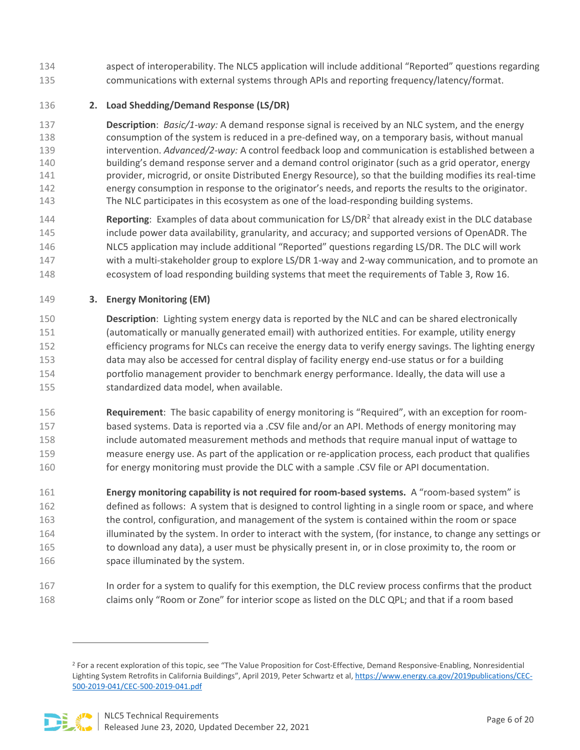aspect of interoperability. The NLC5 application will include additional "Reported" questions regarding communications with external systems through APIs and reporting frequency/latency/format.

2. **Load Shedding/Demand Response (LS/DR)**

   **Description**: *Basic/1-way:* A demand response signal is received by an NLC system, and the energy consumption of the system is reduced in a pre-defined way, on a temporary basis, without manual intervention. *Advanced/2-way:* A control feedback loop and communication is established between a building's demand response server and a demand control originator (such as a grid operator, energy provider, microgrid, or onsite Distributed Energy Resource), so that the building modifies its real-time energy consumption in response to the originator's needs, and reports the results to the originator. The NLC participates in this ecosystem as one of the load-responding building systems.

   **Reporting**: Examples of data about communication for LS/DR[2] that already exist in the DLC database include power data availability, granularity, and accuracy; and supported versions of OpenADR. The NLC5 application may include additional "Reported" questions regarding LS/DR. The DLC will work with a multi-stakeholder group to explore LS/DR 1-way and 2-way communication, and to promote an ecosystem of load responding building systems that meet the requirements of Table 3, Row 16.

3. **Energy Monitoring (EM)**

   **Description**: Lighting system energy data is reported by the NLC and can be shared electronically (automatically or manually generated email) with authorized entities. For example, utility energy efficiency programs for NLCs can receive the energy data to verify energy savings. The lighting energy data may also be accessed for central display of facility energy end-use status or for a building portfolio management provider to benchmark energy performance. Ideally, the data will use a standardized data model, when available.

   **Requirement**: The basic capability of energy monitoring is "Required", with an exception for room-based systems. Data is reported via a .CSV file and/or an API. Methods of energy monitoring may include automated measurement methods and methods that require manual input of wattage to measure energy use. As part of the application or re-application process, each product that qualifies for energy monitoring must provide the DLC with a sample .CSV file or API documentation.

   **Energy monitoring capability is not required for room-based systems.** A "room-based system" is defined as follows: A system that is designed to control lighting in a single room or space, and where the control, configuration, and management of the system is contained within the room or space illuminated by the system. In order to interact with the system, (for instance, to change any settings or to download any data), a user must be physically present in, or in close proximity to, the room or space illuminated by the system.

   In order for a system to qualify for this exemption, the DLC review process confirms that the product claims only "Room or Zone" for interior scope as listed on the DLC QPL; and that if a room based

---

[2] For a recent exploration of this topic, see "The Value Proposition for Cost-Effective, Demand Responsive-Enabling, Nonresidential Lighting System Retrofits in California Buildings", April 2019, Peter Schwartz et al, https://www.energy.ca.gov/2019publications/CEC-500-2019-041/CEC-500-2019-041.pdf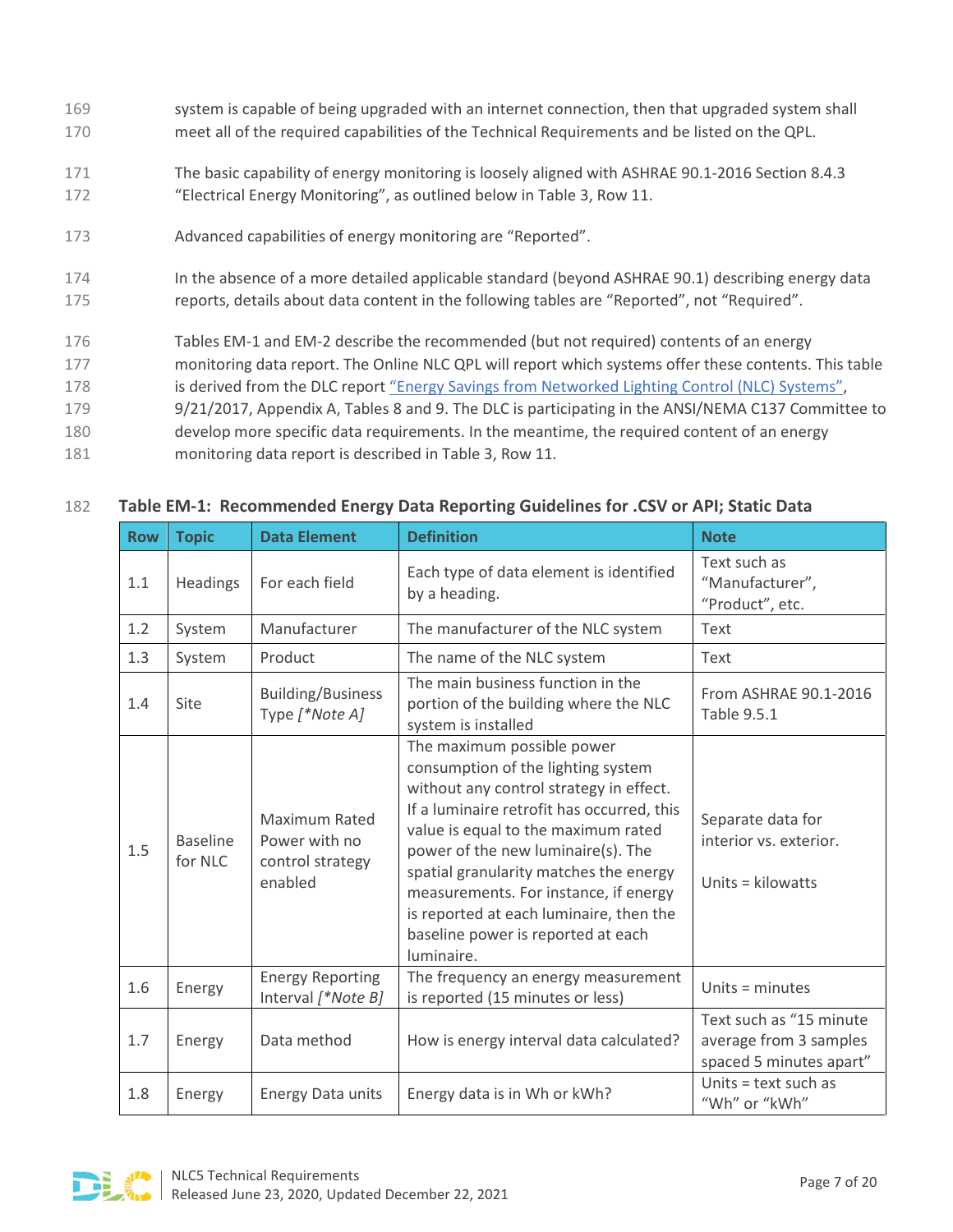system is capable of being upgraded with an internet connection, then that upgraded system shall meet all of the required capabilities of the Technical Requirements and be listed on the QPL.

The basic capability of energy monitoring is loosely aligned with ASHRAE 90.1-2016 Section 8.4.3 "Electrical Energy Monitoring", as outlined below in Table 3, Row 11.

Advanced capabilities of energy monitoring are "Reported".

In the absence of a more detailed applicable standard (beyond ASHRAE 90.1) describing energy data reports, details about data content in the following tables are "Reported", not "Required".

Tables EM-1 and EM-2 describe the recommended (but not required) contents of an energy monitoring data report. The Online NLC QPL will report which systems offer these contents. This table is derived from the DLC report "Energy Savings from Networked Lighting Control (NLC) Systems", 9/21/2017, Appendix A, Tables 8 and 9. The DLC is participating in the ANSI/NEMA C137 Committee to develop more specific data requirements. In the meantime, the required content of an energy monitoring data report is described in Table 3, Row 11.

**Table EM-1: Recommended Energy Data Reporting Guidelines for .CSV or API; Static Data**

| Row | Topic | Data Element | Definition | Note |
|---|---|---|---|---|
| 1.1 | Headings | For each field | Each type of data element is identified by a heading. | Text such as "Manufacturer", "Product", etc. |
| 1.2 | System | Manufacturer | The manufacturer of the NLC system | Text |
| 1.3 | System | Product | The name of the NLC system | Text |
| 1.4 | Site | Building/Business Type *[*Note A]* | The main business function in the portion of the building where the NLC system is installed | From ASHRAE 90.1-2016 Table 9.5.1 |
| 1.5 | Baseline for NLC | Maximum Rated Power with no control strategy enabled | The maximum possible power consumption of the lighting system without any control strategy in effect. If a luminaire retrofit has occurred, this value is equal to the maximum rated power of the new luminaire(s). The spatial granularity matches the energy measurements. For instance, if energy is reported at each luminaire, then the baseline power is reported at each luminaire. | Separate data for interior vs. exterior.<br><br>Units = kilowatts |
| 1.6 | Energy | Energy Reporting Interval *[*Note B]* | The frequency an energy measurement is reported (15 minutes or less) | Units = minutes |
| 1.7 | Energy | Data method | How is energy interval data calculated? | Text such as "15 minute average from 3 samples spaced 5 minutes apart" |
| 1.8 | Energy | Energy Data units | Energy data is in Wh or kWh? | Units = text such as "Wh" or "kWh" |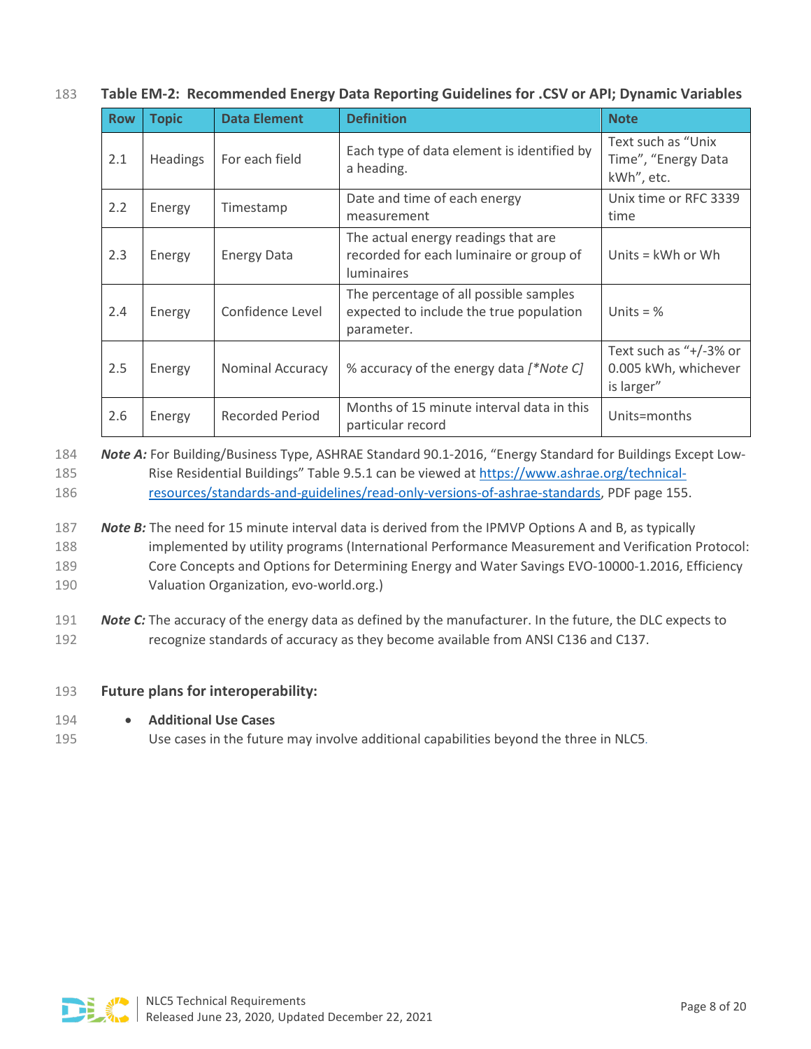**Table EM-2: Recommended Energy Data Reporting Guidelines for .CSV or API; Dynamic Variables**

| Row | Topic | Data Element | Definition | Note |
|---|---|---|---|---|
| 2.1 | Headings | For each field | Each type of data element is identified by a heading. | Text such as "Unix Time", "Energy Data kWh", etc. |
| 2.2 | Energy | Timestamp | Date and time of each energy measurement | Unix time or RFC 3339 time |
| 2.3 | Energy | Energy Data | The actual energy readings that are recorded for each luminaire or group of luminaires | Units = kWh or Wh |
| 2.4 | Energy | Confidence Level | The percentage of all possible samples expected to include the true population parameter. | Units = % |
| 2.5 | Energy | Nominal Accuracy | % accuracy of the energy data *[*Note C]* | Text such as "+/-3% or 0.005 kWh, whichever is larger" |
| 2.6 | Energy | Recorded Period | Months of 15 minute interval data in this particular record | Units=months |

***Note A:*** For Building/Business Type, ASHRAE Standard 90.1-2016, "Energy Standard for Buildings Except Low-Rise Residential Buildings" Table 9.5.1 can be viewed at [https://www.ashrae.org/technical-resources/standards-and-guidelines/read-only-versions-of-ashrae-standards](https://www.ashrae.org/technical-resources/standards-and-guidelines/read-only-versions-of-ashrae-standards), PDF page 155.

***Note B:*** The need for 15 minute interval data is derived from the IPMVP Options A and B, as typically implemented by utility programs (International Performance Measurement and Verification Protocol: Core Concepts and Options for Determining Energy and Water Savings EVO-10000-1.2016, Efficiency Valuation Organization, evo-world.org.)

***Note C:*** The accuracy of the energy data as defined by the manufacturer. In the future, the DLC expects to recognize standards of accuracy as they become available from ANSI C136 and C137.

**Future plans for interoperability:**

- **Additional Use Cases**
  Use cases in the future may involve additional capabilities beyond the three in NLC5.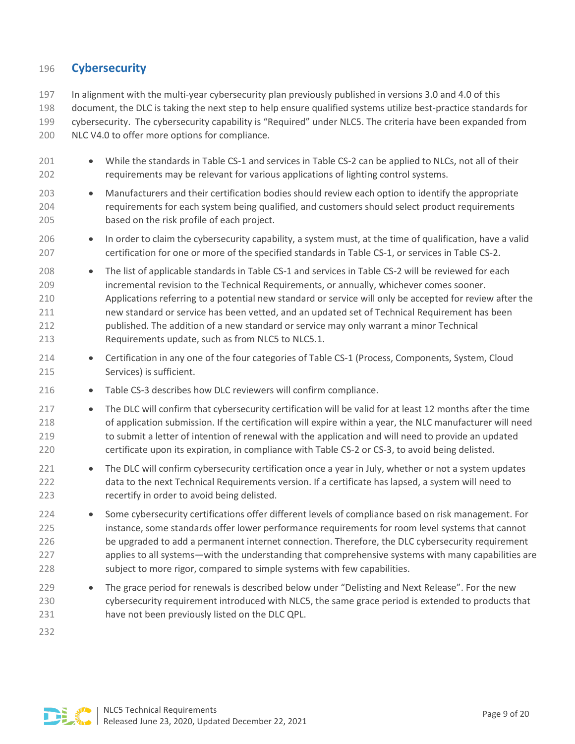## Cybersecurity

In alignment with the multi-year cybersecurity plan previously published in versions 3.0 and 4.0 of this document, the DLC is taking the next step to help ensure qualified systems utilize best-practice standards for cybersecurity. The cybersecurity capability is "Required" under NLC5. The criteria have been expanded from NLC V4.0 to offer more options for compliance.

- While the standards in Table CS-1 and services in Table CS-2 can be applied to NLCs, not all of their requirements may be relevant for various applications of lighting control systems.
- Manufacturers and their certification bodies should review each option to identify the appropriate requirements for each system being qualified, and customers should select product requirements based on the risk profile of each project.
- In order to claim the cybersecurity capability, a system must, at the time of qualification, have a valid certification for one or more of the specified standards in Table CS-1, or services in Table CS-2.
- The list of applicable standards in Table CS-1 and services in Table CS-2 will be reviewed for each incremental revision to the Technical Requirements, or annually, whichever comes sooner. Applications referring to a potential new standard or service will only be accepted for review after the new standard or service has been vetted, and an updated set of Technical Requirement has been published. The addition of a new standard or service may only warrant a minor Technical Requirements update, such as from NLC5 to NLC5.1.
- Certification in any one of the four categories of Table CS-1 (Process, Components, System, Cloud Services) is sufficient.
- Table CS-3 describes how DLC reviewers will confirm compliance.
- The DLC will confirm that cybersecurity certification will be valid for at least 12 months after the time of application submission. If the certification will expire within a year, the NLC manufacturer will need to submit a letter of intention of renewal with the application and will need to provide an updated certificate upon its expiration, in compliance with Table CS-2 or CS-3, to avoid being delisted.
- The DLC will confirm cybersecurity certification once a year in July, whether or not a system updates data to the next Technical Requirements version. If a certificate has lapsed, a system will need to recertify in order to avoid being delisted.
- Some cybersecurity certifications offer different levels of compliance based on risk management. For instance, some standards offer lower performance requirements for room level systems that cannot be upgraded to add a permanent internet connection. Therefore, the DLC cybersecurity requirement applies to all systems—with the understanding that comprehensive systems with many capabilities are subject to more rigor, compared to simple systems with few capabilities.
- The grace period for renewals is described below under "Delisting and Next Release". For the new cybersecurity requirement introduced with NLC5, the same grace period is extended to products that have not been previously listed on the DLC QPL.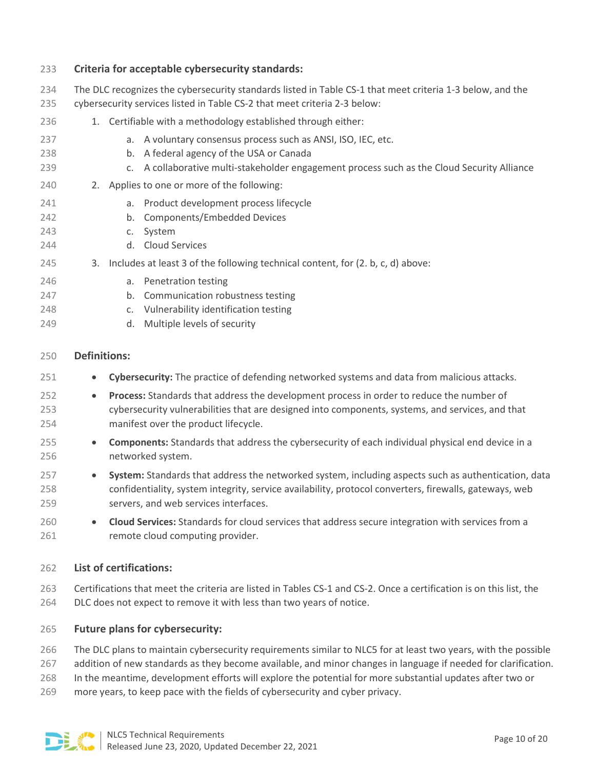### Criteria for acceptable cybersecurity standards:

The DLC recognizes the cybersecurity standards listed in Table CS-1 that meet criteria 1-3 below, and the cybersecurity services listed in Table CS-2 that meet criteria 2-3 below:

1. Certifiable with a methodology established through either:
    a. A voluntary consensus process such as ANSI, ISO, IEC, etc.
    b. A federal agency of the USA or Canada
    c. A collaborative multi-stakeholder engagement process such as the Cloud Security Alliance
2. Applies to one or more of the following:
    a. Product development process lifecycle
    b. Components/Embedded Devices
    c. System
    d. Cloud Services
3. Includes at least 3 of the following technical content, for (2. b, c, d) above:
    a. Penetration testing
    b. Communication robustness testing
    c. Vulnerability identification testing
    d. Multiple levels of security

### Definitions:

- **Cybersecurity:** The practice of defending networked systems and data from malicious attacks.
- **Process:** Standards that address the development process in order to reduce the number of cybersecurity vulnerabilities that are designed into components, systems, and services, and that manifest over the product lifecycle.
- **Components:** Standards that address the cybersecurity of each individual physical end device in a networked system.
- **System:** Standards that address the networked system, including aspects such as authentication, data confidentiality, system integrity, service availability, protocol converters, firewalls, gateways, web servers, and web services interfaces.
- **Cloud Services:** Standards for cloud services that address secure integration with services from a remote cloud computing provider.

### List of certifications:

Certifications that meet the criteria are listed in Tables CS-1 and CS-2. Once a certification is on this list, the DLC does not expect to remove it with less than two years of notice.

### Future plans for cybersecurity:

The DLC plans to maintain cybersecurity requirements similar to NLC5 for at least two years, with the possible addition of new standards as they become available, and minor changes in language if needed for clarification. In the meantime, development efforts will explore the potential for more substantial updates after two or more years, to keep pace with the fields of cybersecurity and cyber privacy.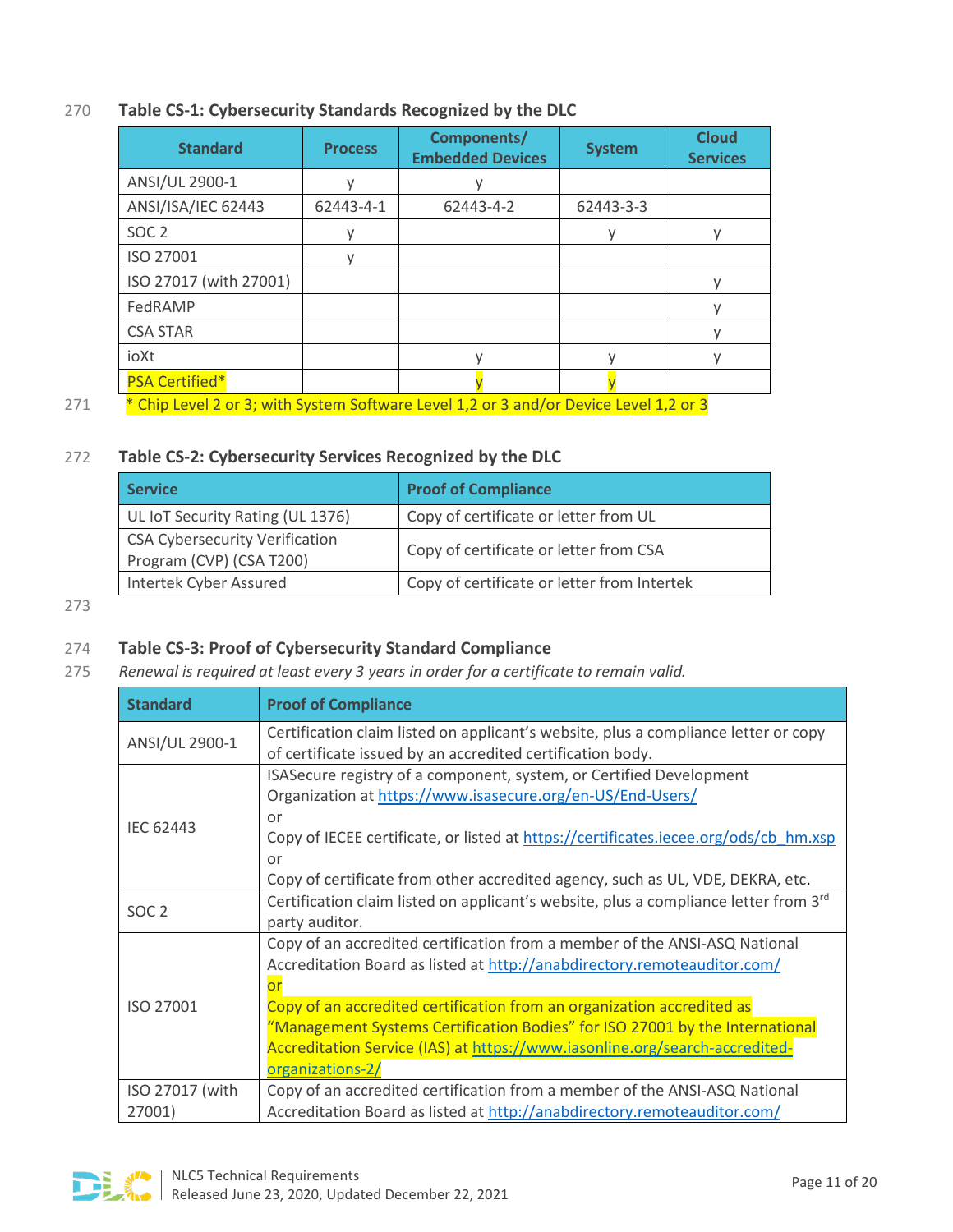**Table CS-1: Cybersecurity Standards Recognized by the DLC**

| Standard | Process | Components/ Embedded Devices | System | Cloud Services |
|---|---|---|---|---|
| ANSI/UL 2900-1 | y | y | | |
| ANSI/ISA/IEC 62443 | 62443-4-1 | 62443-4-2 | 62443-3-3 | |
| SOC 2 | y | | y | y |
| ISO 27001 | y | | | |
| ISO 27017 (with 27001) | | | | y |
| FedRAMP | | | | y |
| CSA STAR | | | | y |
| ioXt | | y | y | y |
| PSA Certified* | | y | y | |

\* Chip Level 2 or 3; with System Software Level 1,2 or 3 and/or Device Level 1,2 or 3

**Table CS-2: Cybersecurity Services Recognized by the DLC**

| Service | Proof of Compliance |
|---|---|
| UL IoT Security Rating (UL 1376) | Copy of certificate or letter from UL |
| CSA Cybersecurity Verification Program (CVP) (CSA T200) | Copy of certificate or letter from CSA |
| Intertek Cyber Assured | Copy of certificate or letter from Intertek |

**Table CS-3: Proof of Cybersecurity Standard Compliance**

*Renewal is required at least every 3 years in order for a certificate to remain valid.*

| Standard | Proof of Compliance |
|---|---|
| ANSI/UL 2900-1 | Certification claim listed on applicant's website, plus a compliance letter or copy of certificate issued by an accredited certification body. |
| IEC 62443 | ISASecure registry of a component, system, or Certified Development Organization at https://www.isasecure.org/en-US/End-Users/ or Copy of IECEE certificate, or listed at https://certificates.iecee.org/ods/cb_hm.xsp or Copy of certificate from other accredited agency, such as UL, VDE, DEKRA, etc. |
| SOC 2 | Certification claim listed on applicant's website, plus a compliance letter from 3rd party auditor. |
| ISO 27001 | Copy of an accredited certification from a member of the ANSI-ASQ National Accreditation Board as listed at http://anabdirectory.remoteauditor.com/ or Copy of an accredited certification from an organization accredited as "Management Systems Certification Bodies" for ISO 27001 by the International Accreditation Service (IAS) at https://www.iasonline.org/search-accredited-organizations-2/ |
| ISO 27017 (with 27001) | Copy of an accredited certification from a member of the ANSI-ASQ National Accreditation Board as listed at http://anabdirectory.remoteauditor.com/ |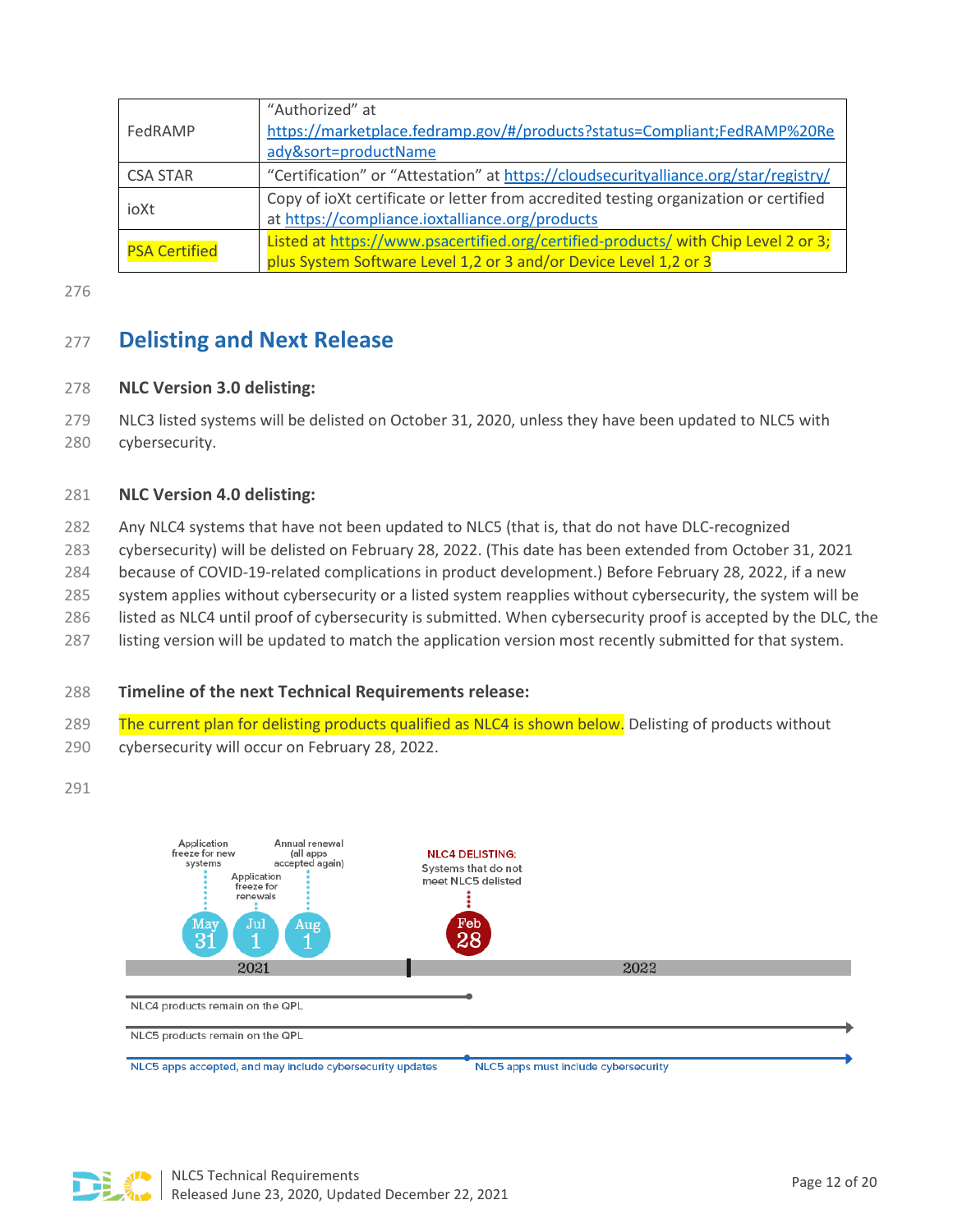| FedRAMP | "Authorized" at https://marketplace.fedramp.gov/#/products?status=Compliant;FedRAMP%20Ready&sort=productName |
|---|---|
| CSA STAR | "Certification" or "Attestation" at https://cloudsecurityalliance.org/star/registry/ |
| ioXt | Copy of ioXt certificate or letter from accredited testing organization or certified at https://compliance.ioxtalliance.org/products |
| PSA Certified | Listed at https://www.psacertified.org/certified-products/ with Chip Level 2 or 3; plus System Software Level 1,2 or 3 and/or Device Level 1,2 or 3 |

## Delisting and Next Release

**NLC Version 3.0 delisting:**

NLC3 listed systems will be delisted on October 31, 2020, unless they have been updated to NLC5 with cybersecurity.

**NLC Version 4.0 delisting:**

Any NLC4 systems that have not been updated to NLC5 (that is, that do not have DLC-recognized cybersecurity) will be delisted on February 28, 2022. (This date has been extended from October 31, 2021 because of COVID-19-related complications in product development.) Before February 28, 2022, if a new system applies without cybersecurity or a listed system reapplies without cybersecurity, the system will be listed as NLC4 until proof of cybersecurity is submitted. When cybersecurity proof is accepted by the DLC, the listing version will be updated to match the application version most recently submitted for that system.

**Timeline of the next Technical Requirements release:**

The current plan for delisting products qualified as NLC4 is shown below. Delisting of products without cybersecurity will occur on February 28, 2022.

2021:
- May 31 — Application freeze for new systems
- Jul 1 — Application freeze for renewals
- Aug 1 — Annual renewal (all apps accepted again)

2022:
- Feb 28 — NLC4 DELISTING: Systems that do not meet NLC5 delisted

- NLC4 products remain on the QPL (until Feb 28, 2022)
- NLC5 products remain on the QPL
- NLC5 apps accepted, and may include cybersecurity updates (until Feb 28, 2022); NLC5 apps must include cybersecurity (after Feb 28, 2022)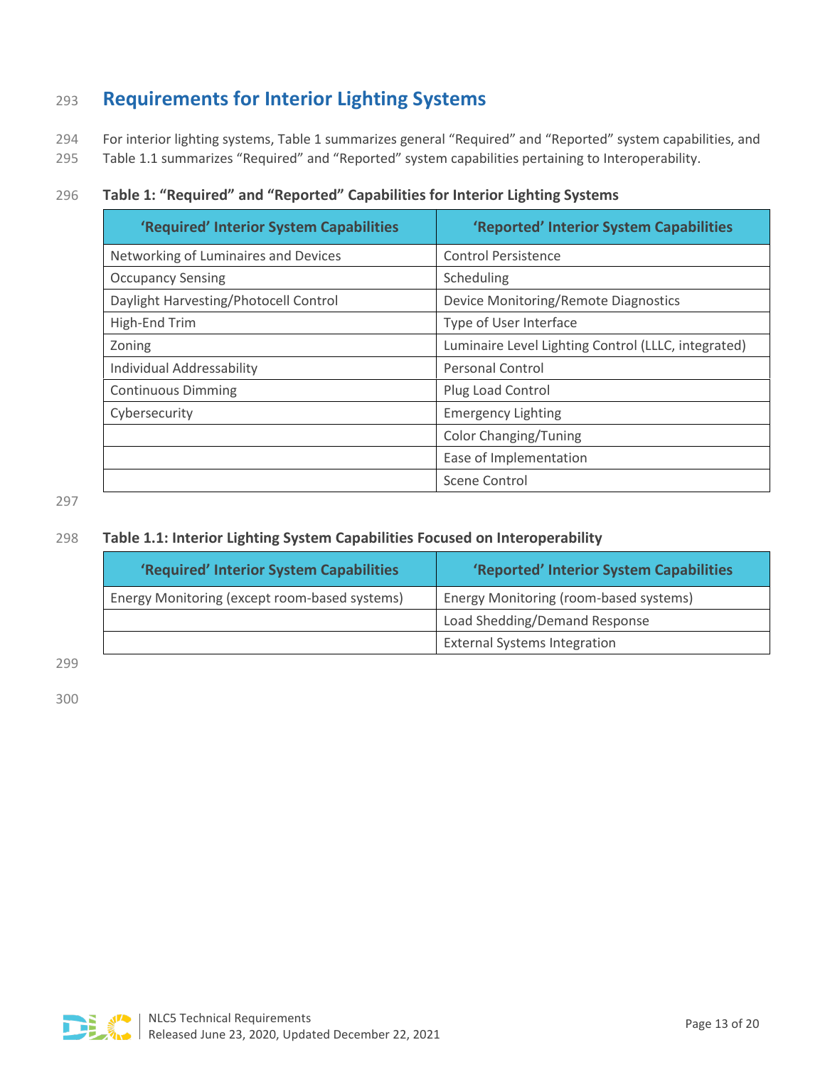## Requirements for Interior Lighting Systems

For interior lighting systems, Table 1 summarizes general “Required” and “Reported” system capabilities, and Table 1.1 summarizes “Required” and “Reported” system capabilities pertaining to Interoperability.

**Table 1: “Required” and “Reported” Capabilities for Interior Lighting Systems**

| ‘Required’ Interior System Capabilities | ‘Reported’ Interior System Capabilities |
|---|---|
| Networking of Luminaires and Devices | Control Persistence |
| Occupancy Sensing | Scheduling |
| Daylight Harvesting/Photocell Control | Device Monitoring/Remote Diagnostics |
| High-End Trim | Type of User Interface |
| Zoning | Luminaire Level Lighting Control (LLLC, integrated) |
| Individual Addressability | Personal Control |
| Continuous Dimming | Plug Load Control |
| Cybersecurity | Emergency Lighting |
| | Color Changing/Tuning |
| | Ease of Implementation |
| | Scene Control |

**Table 1.1: Interior Lighting System Capabilities Focused on Interoperability**

| ‘Required’ Interior System Capabilities | ‘Reported’ Interior System Capabilities |
|---|---|
| Energy Monitoring (except room-based systems) | Energy Monitoring (room-based systems) |
| | Load Shedding/Demand Response |
| | External Systems Integration |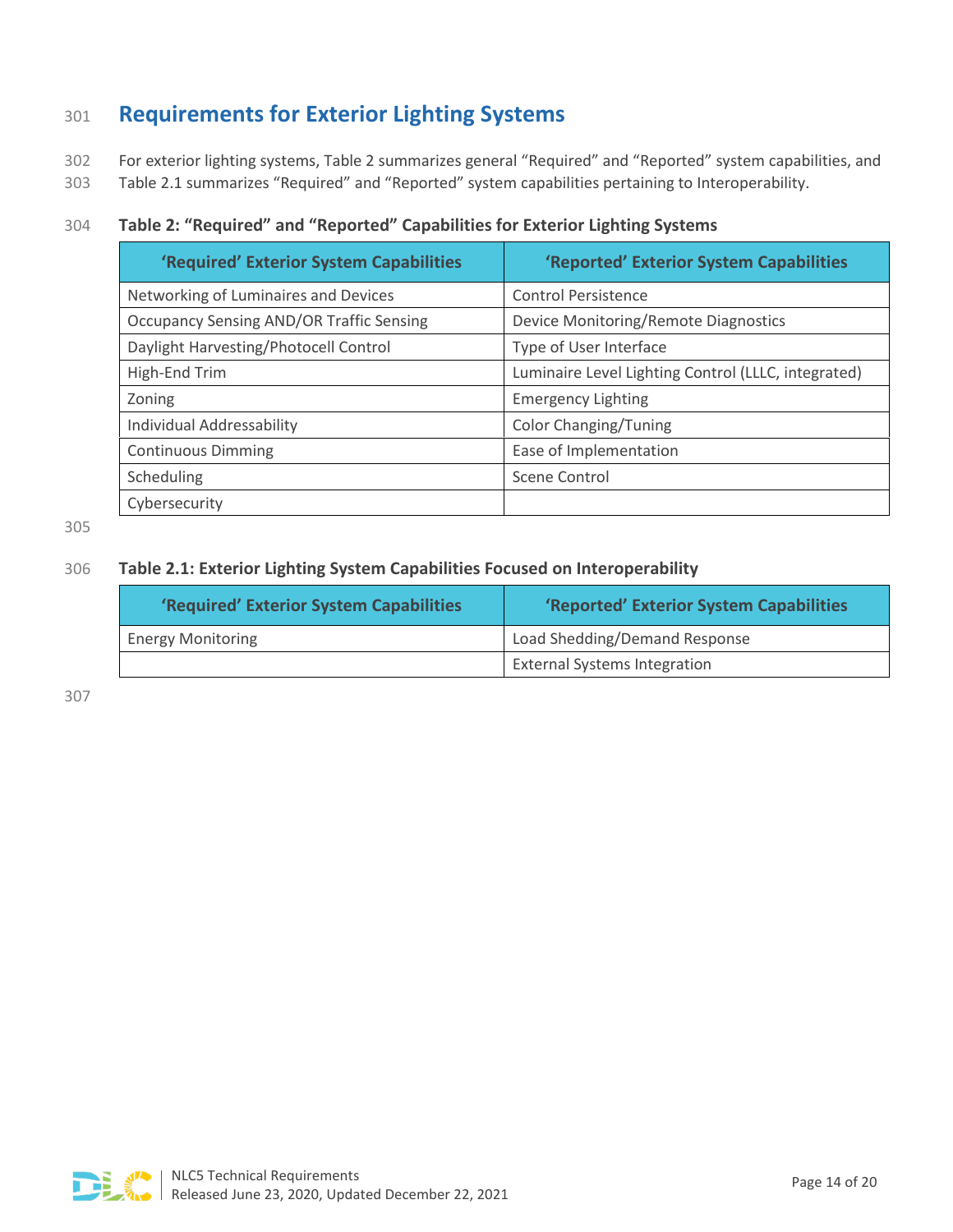## Requirements for Exterior Lighting Systems

For exterior lighting systems, Table 2 summarizes general "Required" and "Reported" system capabilities, and Table 2.1 summarizes "Required" and "Reported" system capabilities pertaining to Interoperability.

**Table 2: "Required" and "Reported" Capabilities for Exterior Lighting Systems**

| 'Required' Exterior System Capabilities | 'Reported' Exterior System Capabilities |
|---|---|
| Networking of Luminaires and Devices | Control Persistence |
| Occupancy Sensing AND/OR Traffic Sensing | Device Monitoring/Remote Diagnostics |
| Daylight Harvesting/Photocell Control | Type of User Interface |
| High-End Trim | Luminaire Level Lighting Control (LLLC, integrated) |
| Zoning | Emergency Lighting |
| Individual Addressability | Color Changing/Tuning |
| Continuous Dimming | Ease of Implementation |
| Scheduling | Scene Control |
| Cybersecurity | |

**Table 2.1: Exterior Lighting System Capabilities Focused on Interoperability**

| 'Required' Exterior System Capabilities | 'Reported' Exterior System Capabilities |
|---|---|
| Energy Monitoring | Load Shedding/Demand Response |
| | External Systems Integration |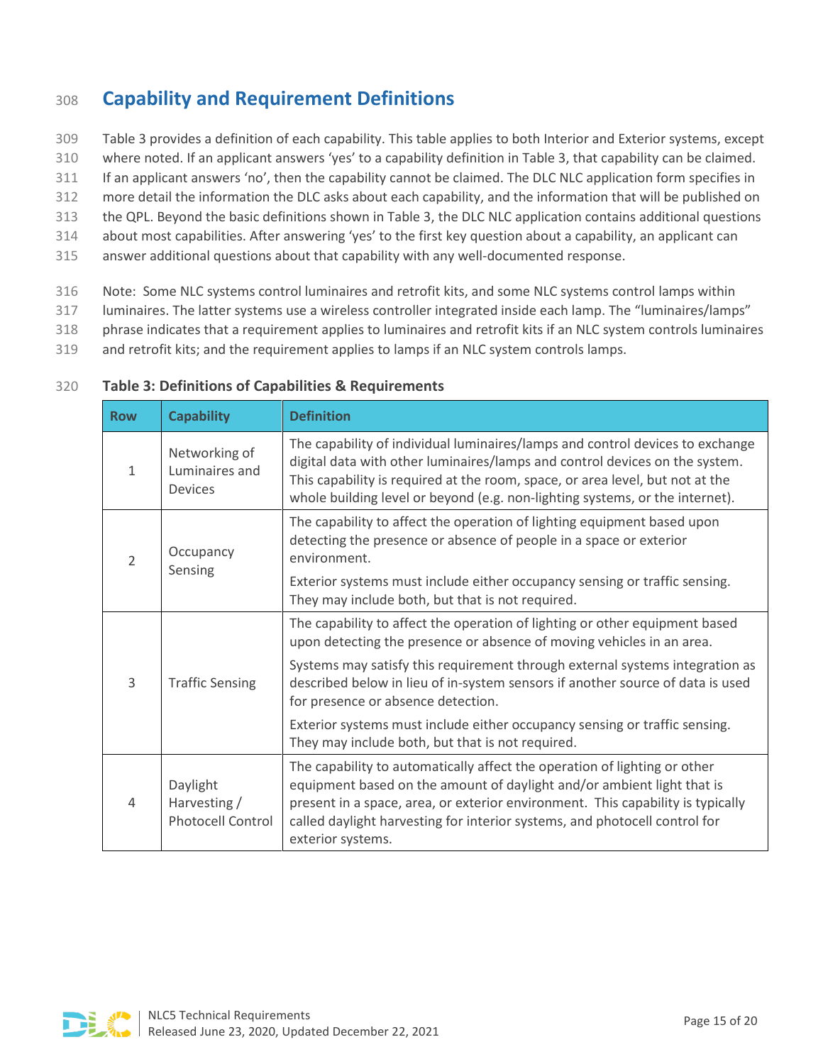## Capability and Requirement Definitions

Table 3 provides a definition of each capability. This table applies to both Interior and Exterior systems, except where noted. If an applicant answers 'yes' to a capability definition in Table 3, that capability can be claimed. If an applicant answers 'no', then the capability cannot be claimed. The DLC NLC application form specifies in more detail the information the DLC asks about each capability, and the information that will be published on the QPL. Beyond the basic definitions shown in Table 3, the DLC NLC application contains additional questions about most capabilities. After answering 'yes' to the first key question about a capability, an applicant can answer additional questions about that capability with any well-documented response.

Note: Some NLC systems control luminaires and retrofit kits, and some NLC systems control lamps within luminaires. The latter systems use a wireless controller integrated inside each lamp. The "luminaires/lamps" phrase indicates that a requirement applies to luminaires and retrofit kits if an NLC system controls luminaires and retrofit kits; and the requirement applies to lamps if an NLC system controls lamps.

**Table 3: Definitions of Capabilities & Requirements**

| Row | Capability | Definition |
|---|---|---|
| 1 | Networking of Luminaires and Devices | The capability of individual luminaires/lamps and control devices to exchange digital data with other luminaires/lamps and control devices on the system. This capability is required at the room, space, or area level, but not at the whole building level or beyond (e.g. non-lighting systems, or the internet). |
| 2 | Occupancy Sensing | The capability to affect the operation of lighting equipment based upon detecting the presence or absence of people in a space or exterior environment.<br><br>Exterior systems must include either occupancy sensing or traffic sensing. They may include both, but that is not required. |
| 3 | Traffic Sensing | The capability to affect the operation of lighting or other equipment based upon detecting the presence or absence of moving vehicles in an area.<br><br>Systems may satisfy this requirement through external systems integration as described below in lieu of in-system sensors if another source of data is used for presence or absence detection.<br><br>Exterior systems must include either occupancy sensing or traffic sensing. They may include both, but that is not required. |
| 4 | Daylight Harvesting / Photocell Control | The capability to automatically affect the operation of lighting or other equipment based on the amount of daylight and/or ambient light that is present in a space, area, or exterior environment. This capability is typically called daylight harvesting for interior systems, and photocell control for exterior systems. |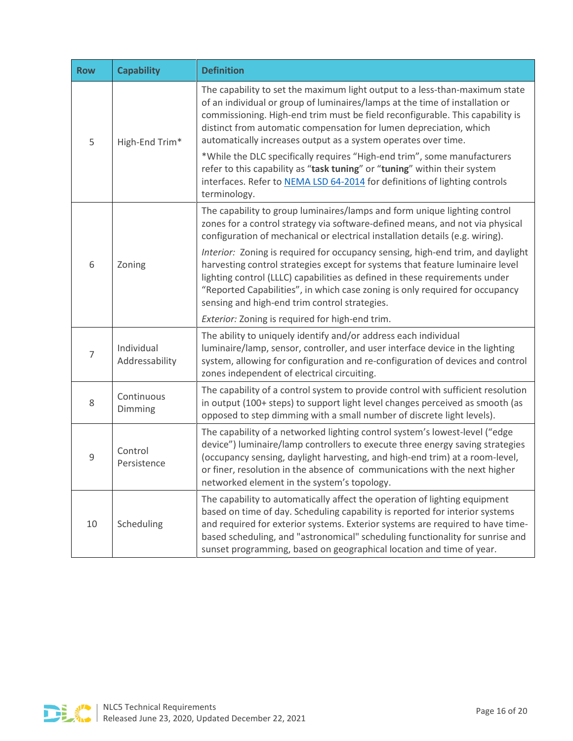| Row | Capability | Definition |
|---|---|---|
| 5 | High-End Trim* | The capability to set the maximum light output to a less-than-maximum state of an individual or group of luminaires/lamps at the time of installation or commissioning. High-end trim must be field reconfigurable. This capability is distinct from automatic compensation for lumen depreciation, which automatically increases output as a system operates over time.<br><br>*While the DLC specifically requires "High-end trim", some manufacturers refer to this capability as "**task tuning**" or "**tuning**" within their system interfaces. Refer to [NEMA LSD 64-2014]() for definitions of lighting controls terminology. |
| 6 | Zoning | The capability to group luminaires/lamps and form unique lighting control zones for a control strategy via software-defined means, and not via physical configuration of mechanical or electrical installation details (e.g. wiring).<br><br>*Interior:* Zoning is required for occupancy sensing, high-end trim, and daylight harvesting control strategies except for systems that feature luminaire level lighting control (LLLC) capabilities as defined in these requirements under "Reported Capabilities", in which case zoning is only required for occupancy sensing and high-end trim control strategies.<br><br>*Exterior:* Zoning is required for high-end trim. |
| 7 | Individual Addressability | The ability to uniquely identify and/or address each individual luminaire/lamp, sensor, controller, and user interface device in the lighting system, allowing for configuration and re-configuration of devices and control zones independent of electrical circuiting. |
| 8 | Continuous Dimming | The capability of a control system to provide control with sufficient resolution in output (100+ steps) to support light level changes perceived as smooth (as opposed to step dimming with a small number of discrete light levels). |
| 9 | Control Persistence | The capability of a networked lighting control system's lowest-level ("edge device") luminaire/lamp controllers to execute three energy saving strategies (occupancy sensing, daylight harvesting, and high-end trim) at a room-level, or finer, resolution in the absence of communications with the next higher networked element in the system's topology. |
| 10 | Scheduling | The capability to automatically affect the operation of lighting equipment based on time of day. Scheduling capability is reported for interior systems and required for exterior systems. Exterior systems are required to have time-based scheduling, and "astronomical" scheduling functionality for sunrise and sunset programming, based on geographical location and time of year. |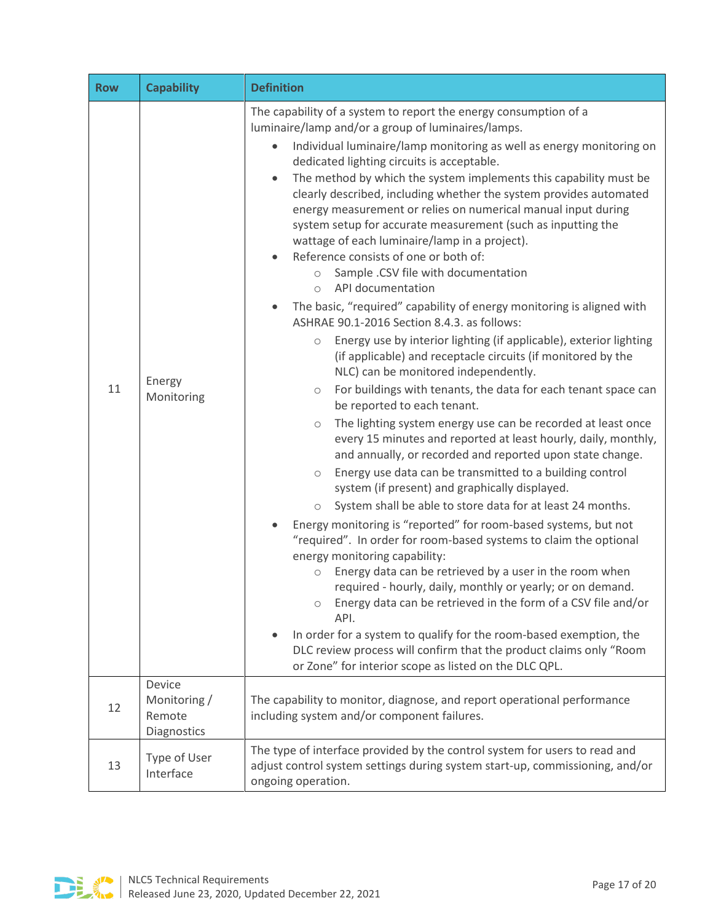| Row | Capability | Definition |
|---|---|---|
| 11 | Energy Monitoring | The capability of a system to report the energy consumption of a luminaire/lamp and/or a group of luminaires/lamps.<br>• Individual luminaire/lamp monitoring as well as energy monitoring on dedicated lighting circuits is acceptable.<br>• The method by which the system implements this capability must be clearly described, including whether the system provides automated energy measurement or relies on numerical manual input during system setup for accurate measurement (such as inputting the wattage of each luminaire/lamp in a project).<br>• Reference consists of one or both of:<br>  ○ Sample .CSV file with documentation<br>  ○ API documentation<br>• The basic, "required" capability of energy monitoring is aligned with ASHRAE 90.1-2016 Section 8.4.3. as follows:<br>  ○ Energy use by interior lighting (if applicable), exterior lighting (if applicable) and receptacle circuits (if monitored by the NLC) can be monitored independently.<br>  ○ For buildings with tenants, the data for each tenant space can be reported to each tenant.<br>  ○ The lighting system energy use can be recorded at least once every 15 minutes and reported at least hourly, daily, monthly, and annually, or recorded and reported upon state change.<br>  ○ Energy use data can be transmitted to a building control system (if present) and graphically displayed.<br>  ○ System shall be able to store data for at least 24 months.<br>• Energy monitoring is "reported" for room-based systems, but not "required". In order for room-based systems to claim the optional energy monitoring capability:<br>  ○ Energy data can be retrieved by a user in the room when required - hourly, daily, monthly or yearly; or on demand.<br>  ○ Energy data can be retrieved in the form of a CSV file and/or API.<br>• In order for a system to qualify for the room-based exemption, the DLC review process will confirm that the product claims only "Room or Zone" for interior scope as listed on the DLC QPL. |
| 12 | Device Monitoring / Remote Diagnostics | The capability to monitor, diagnose, and report operational performance including system and/or component failures. |
| 13 | Type of User Interface | The type of interface provided by the control system for users to read and adjust control system settings during system start-up, commissioning, and/or ongoing operation. |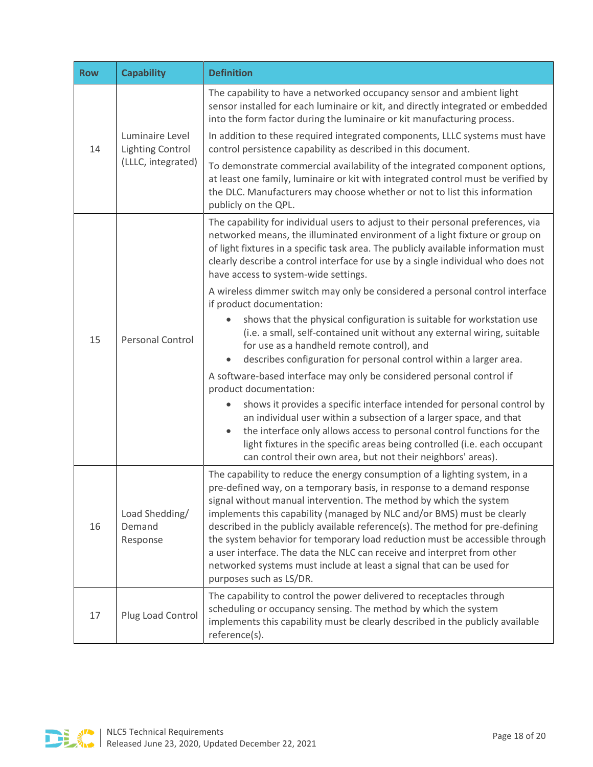| Row | Capability | Definition |
|---|---|---|
| 14 | Luminaire Level Lighting Control (LLLC, integrated) | The capability to have a networked occupancy sensor and ambient light sensor installed for each luminaire or kit, and directly integrated or embedded into the form factor during the luminaire or kit manufacturing process.<br><br>In addition to these required integrated components, LLLC systems must have control persistence capability as described in this document.<br><br>To demonstrate commercial availability of the integrated component options, at least one family, luminaire or kit with integrated control must be verified by the DLC. Manufacturers may choose whether or not to list this information publicly on the QPL. |
| 15 | Personal Control | The capability for individual users to adjust to their personal preferences, via networked means, the illuminated environment of a light fixture or group on of light fixtures in a specific task area. The publicly available information must clearly describe a control interface for use by a single individual who does not have access to system-wide settings.<br><br>A wireless dimmer switch may only be considered a personal control interface if product documentation:<br>• shows that the physical configuration is suitable for workstation use (i.e. a small, self-contained unit without any external wiring, suitable for use as a handheld remote control), and<br>• describes configuration for personal control within a larger area.<br><br>A software-based interface may only be considered personal control if product documentation:<br>• shows it provides a specific interface intended for personal control by an individual user within a subsection of a larger space, and that<br>• the interface only allows access to personal control functions for the light fixtures in the specific areas being controlled (i.e. each occupant can control their own area, but not their neighbors' areas). |
| 16 | Load Shedding/ Demand Response | The capability to reduce the energy consumption of a lighting system, in a pre-defined way, on a temporary basis, in response to a demand response signal without manual intervention. The method by which the system implements this capability (managed by NLC and/or BMS) must be clearly described in the publicly available reference(s). The method for pre-defining the system behavior for temporary load reduction must be accessible through a user interface. The data the NLC can receive and interpret from other networked systems must include at least a signal that can be used for purposes such as LS/DR. |
| 17 | Plug Load Control | The capability to control the power delivered to receptacles through scheduling or occupancy sensing. The method by which the system implements this capability must be clearly described in the publicly available reference(s). |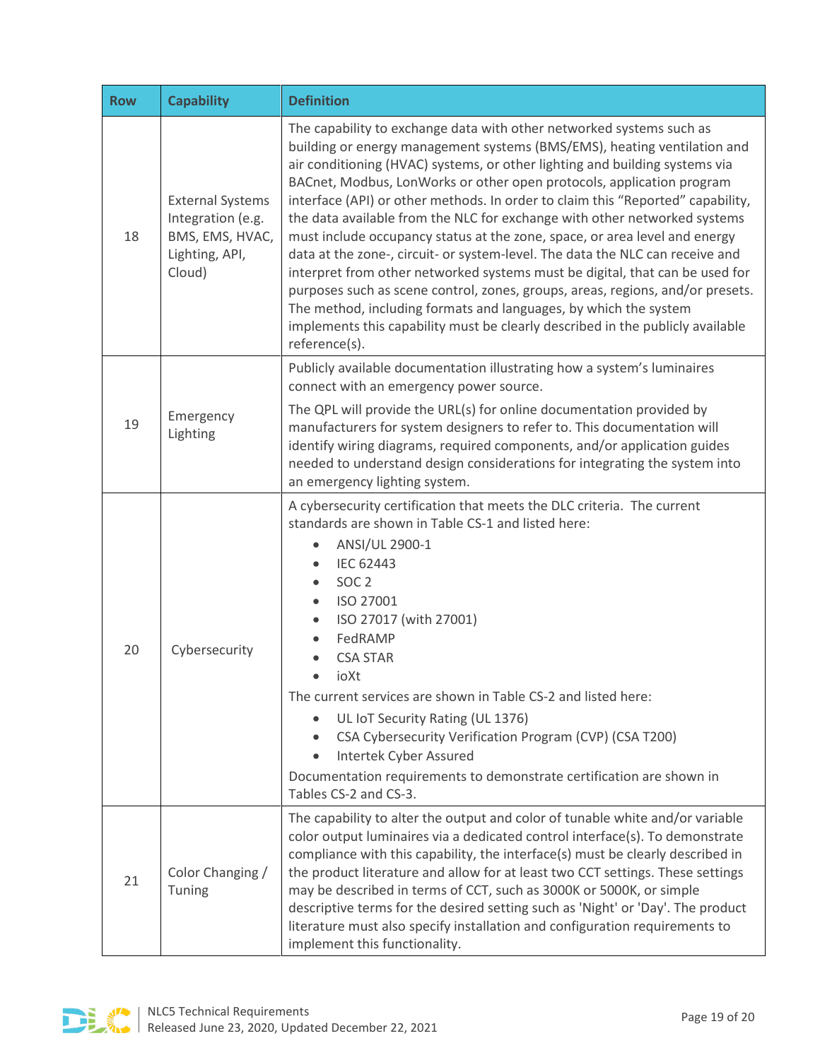| Row | Capability | Definition |
|---|---|---|
| 18 | External Systems Integration (e.g. BMS, EMS, HVAC, Lighting, API, Cloud) | The capability to exchange data with other networked systems such as building or energy management systems (BMS/EMS), heating ventilation and air conditioning (HVAC) systems, or other lighting and building systems via BACnet, Modbus, LonWorks or other open protocols, application program interface (API) or other methods. In order to claim this "Reported" capability, the data available from the NLC for exchange with other networked systems must include occupancy status at the zone, space, or area level and energy data at the zone-, circuit- or system-level. The data the NLC can receive and interpret from other networked systems must be digital, that can be used for purposes such as scene control, zones, groups, areas, regions, and/or presets. The method, including formats and languages, by which the system implements this capability must be clearly described in the publicly available reference(s). |
| 19 | Emergency Lighting | Publicly available documentation illustrating how a system's luminaires connect with an emergency power source.<br><br>The QPL will provide the URL(s) for online documentation provided by manufacturers for system designers to refer to. This documentation will identify wiring diagrams, required components, and/or application guides needed to understand design considerations for integrating the system into an emergency lighting system. |
| 20 | Cybersecurity | A cybersecurity certification that meets the DLC criteria. The current standards are shown in Table CS-1 and listed here:<br>• ANSI/UL 2900-1<br>• IEC 62443<br>• SOC 2<br>• ISO 27001<br>• ISO 27017 (with 27001)<br>• FedRAMP<br>• CSA STAR<br>• ioXt<br>The current services are shown in Table CS-2 and listed here:<br>• UL IoT Security Rating (UL 1376)<br>• CSA Cybersecurity Verification Program (CVP) (CSA T200)<br>• Intertek Cyber Assured<br>Documentation requirements to demonstrate certification are shown in Tables CS-2 and CS-3. |
| 21 | Color Changing / Tuning | The capability to alter the output and color of tunable white and/or variable color output luminaires via a dedicated control interface(s). To demonstrate compliance with this capability, the interface(s) must be clearly described in the product literature and allow for at least two CCT settings. These settings may be described in terms of CCT, such as 3000K or 5000K, or simple descriptive terms for the desired setting such as 'Night' or 'Day'. The product literature must also specify installation and configuration requirements to implement this functionality. |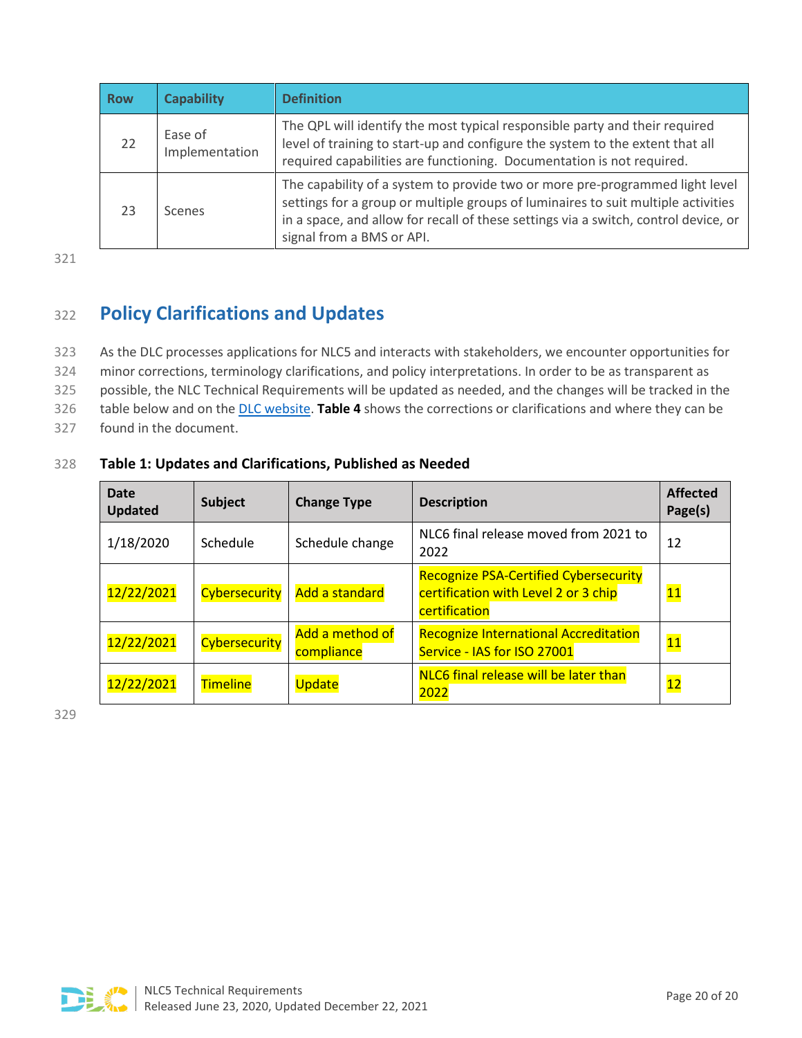| Row | Capability | Definition |
|---|---|---|
| 22 | Ease of Implementation | The QPL will identify the most typical responsible party and their required level of training to start-up and configure the system to the extent that all required capabilities are functioning. Documentation is not required. |
| 23 | Scenes | The capability of a system to provide two or more pre-programmed light level settings for a group or multiple groups of luminaires to suit multiple activities in a space, and allow for recall of these settings via a switch, control device, or signal from a BMS or API. |

## Policy Clarifications and Updates

As the DLC processes applications for NLC5 and interacts with stakeholders, we encounter opportunities for minor corrections, terminology clarifications, and policy interpretations. In order to be as transparent as possible, the NLC Technical Requirements will be updated as needed, and the changes will be tracked in the table below and on the DLC website. **Table 4** shows the corrections or clarifications and where they can be found in the document.

**Table 1: Updates and Clarifications, Published as Needed**

| Date Updated | Subject | Change Type | Description | Affected Page(s) |
|---|---|---|---|---|
| 1/18/2020 | Schedule | Schedule change | NLC6 final release moved from 2021 to 2022 | 12 |
| 12/22/2021 | Cybersecurity | Add a standard | Recognize PSA-Certified Cybersecurity certification with Level 2 or 3 chip certification | 11 |
| 12/22/2021 | Cybersecurity | Add a method of compliance | Recognize International Accreditation Service - IAS for ISO 27001 | 11 |
| 12/22/2021 | Timeline | Update | NLC6 final release will be later than 2022 | 12 |